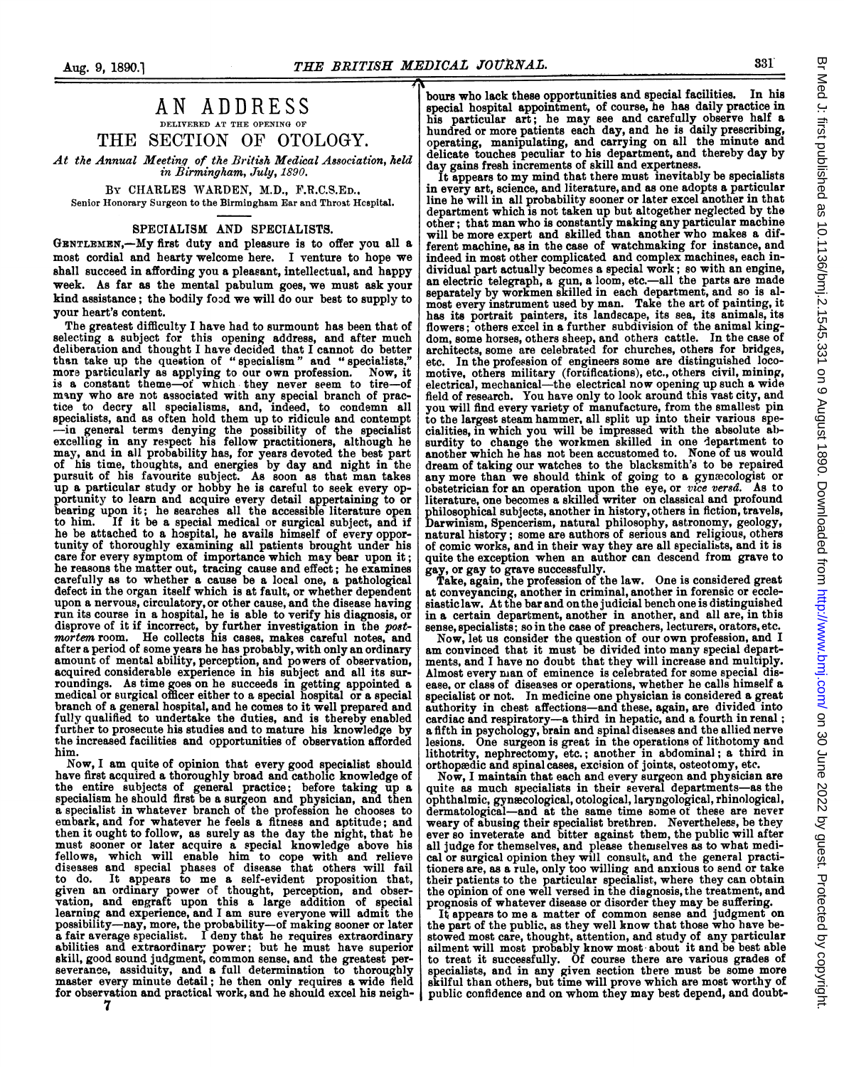## AN ADDRESS DELIVERED AT THE OPENING OF

THE SECTION OF OTOLOGY.

At the Annual Meetinq of the British Medical Association, held in Birmingham, July, 1890.

By CHARLES WARDEN, M.D., F.R.C.S.ED., Senior Honorary Surgeon to the Birmingham Ear and Throat Hospital.

## SPECIALISM AND SPECIALISTS.

GENTLEMEN,-My first duty and pleasure is to offer you all a most cordial and hearty welcome here. <sup>I</sup> venture to hope we shall succeed in affording you a pleasant, intellectual, and happy week. As far as the mental pabulum goes, we must ask your kind assistance; the bodily food we will do our best to supply to your heart's content.

The greatest difficulty <sup>I</sup> have had to surmount has been that of selecting a subject for this opening address, and after much deliberation and thought I have decided that I cannot do better<br>than take up the question of "specialism" and "specialists," more particularly as applying to our own profession. Now, it is a constant theme-of which they never seem to tire-of many who are not associated with any special branch of practice to decry all specialisms, and, indeed, to condemn all specialists, and as often hold them up to ridicule and contempt -in general terms denying the possibility of the specialist excelliog in any respect his fellow practitioners, although he may, and in all probability has, for years devoted the best part of his time, thoughts, and energies by day and night in the pursuit of his favourite subject. As soon as that man takes up a particular study or hobby he is careful to seek every opportunity to learn and acquire every detail appertaining to or bearing upon it; he searches all the accessible literature open to him. If it be a special medical or surgical subject, and if he be attached to a hospital, he avails himself of every oppor-tunity of thoroughly examining all patients brought under his care for every symptom of importance which may bear upon it; he reasons the matter out, tracing cause and effect; he examines carefully as to whether a cause be a local one, a pathological defect in the organ itself which is at fault, or whether dependent upon a nervous, circulatory, or other cause, and the disease having<br>run its course in a hospital, he is able to verify his diagnosis, or<br>disprove of it if incorrect, by further investigation in the *post*-<br>mortem room. He after a period of some years he has probably, with only an ordinary amount of mental ability, perception, and powers of observation, acquired considerable experience in his subject and all its surroundings. As time goes on he succeeds in getting appointed a medical or surgical officer either to a special hospital or a special branch of a general hospital, and he comes to it well prepared and fully qualified to undertake the duties, and is thereby enabled further to prosecute his studies and to mature his knowledge by the increased facilities and opportunities of observation afforded him.

Now, <sup>I</sup> am quite of opinion that every good specialist should have first acquired a thoroughly broad and catholic knowledge of the entire subjects of general practice; before taking up a specialism he should first be a surgeon and physician, and then a specialist in whatever branch of the profession he chooses to embark, and for whatever he feels a fitness and aptitude; and then it ought to follow, as surely as the day the night, that he must sooner or later acquire a special knowledge above his fellows, which will enable him to cope with and relieve<br>diseases and special phases of disease that others will fail<br>to do. It appears to me a self-evident proposition that,<br>given an ordinary power of thought, perception, learning and experience, and <sup>I</sup> am sure everyone will admit the possibility-nay, more, the probability-of making sooner or later a fair average specialist. <sup>I</sup> deny that he requires extraordinary abilities and extraordinary power; but he must have superior skill, good sound judgment, common sense, and the greatest perseverance, assiduity, and a full determination to thoroughly master every minute detail; he then only requires a wide field for observation and practical work, and he should excel his neighbours who lack these opportunities and special facilities. In his special hospital appointment, of course, he has daily practice in his particular art; he may see and carefully observe half a hundred or more patients each day, and he is daily prescribing, operating, manipulating, and carrying on all the minute and delicate touches peculiar to his department, and thereby day by day gains fresh increments of skill and expertness.

It appears to my mind that there must inevitably be specialists in every art, science, and literature, and as one adopts a particular line he will in all probability sooner or later excel another in that department which is not taken up but altogether neglected by the other; that man who is constantly making any particular machine will be more expert and skilled than another who makes a different machine, as in the case of watchmaking for instance, and indeed in most other complicated and complex machines, each individual part actually becomes a special work; so with an engine, an electric telegraph, a gun, a loom, etc.--all the parts are made separately by workmen skilled in each department, and so is al-most every instrument used by man. Take the art of painting, it has its portrait painters, its landscape, its sea, its animals, its flowers; others excel in a further subdivision of the animal kingdom, some horses, others sheep, and others cattle. In the case of architects, some are celebrated for churches, others for bridges, etc. In the profession of engineers some are distinguished locomotive, others military (fortifications), etc., others civil, mining, electrical, mechanical-the electrical now opening up such <sup>a</sup> wide field of research. You have only to look around this vast city, and you will find every variety of manufacture, from the smallest pin to the largest steam hammer, all split up into their various specialities, in which you will be impressed with the absolute absurdity to change the workmen skilled in one department to another which he has not been accustomed to. None of us would dream of taking our watches to the blacksmith's to be repaired any more than we should think of going to a gynæcologist or obstetrician for an operation upon the eye, or *vice versd*. As to literature, one becomes a skilled writer on classical and profound philosophical subjects, another in history, others in fiction, travels, Darwinism, Spencerism, natural philosophy, astronomy, geology, natural history; some are authors of serious and religious, others of comic works, and in their way they are all specialists, and it is quite the exception when an author can descend from grave to

gay, or gay to grave successfully. Take, again, the profession of the law. One is considered great at conveyancing, another in criminal, another in forensic or ecclesiasticlaw. At the bar and onthe judicial bench one is distinguished in a certain department, another in another, and all are, in this

sense, specialists; so in the case of preachers, lecturers, orators, etc. Now, let us consider the question of our own profession, and <sup>I</sup> am convinced that it must be divided into many special depart-ments, and <sup>I</sup> have no doubt that they will increase and multiply. Almost every man of eminence is celebrated for some special disease, or class of diseases or operations, whether he calls himself a specialist or not. In medicine one physician is considered a great authority in chest affections-and these, again, are divided into cardiac and respiratory-a third in hepatic, and a fourth in renal ; a fifth in psychology, brain and spinal diseases and the allied nerve lesions. One surgeon is great in the operations of lithotomy and lithotrity, nephrectomy, etc.; another in abdominal; a third in orthopædic and spinal cases, excision of joints, osteotomy, etc.

Now, <sup>I</sup> maintain that each and every surgeon and physician are quite as much specialists in their several departments-as the ophthalmic, gynmcological, otological, laryngological, rhinological, dermatological-and at the same time some of these are never weary of abusing their specialist brethren. Nevertheless, be they ever so inveterate and bitter against them, the public will after all judge for themselves, and please themselves as to wbat medical or surgical opinion they will consult, and the general practitioners are, as a rule, only too willing and anxious to send or take<br>their patients to the particular specialist, where they can obtain<br>the opinion of one well versed in the diagnosis, the treatment, and prognosis of whatever disease or disorder they may be suffering.

It appears to me <sup>a</sup> matter of common sense and judgment on the part of the public, as they well know that those who have be-stowed most care, thought, attention, and study of any particular stowed most care, thought, attention, and study of any particular ailment will most probably know most about it and be best able to treat it successfully. Of course there are various grades of specialists, and in any given section there must be some more skilful than others, but time will prove which are most worthy of public confidence and on whom they may best depend, and doubt